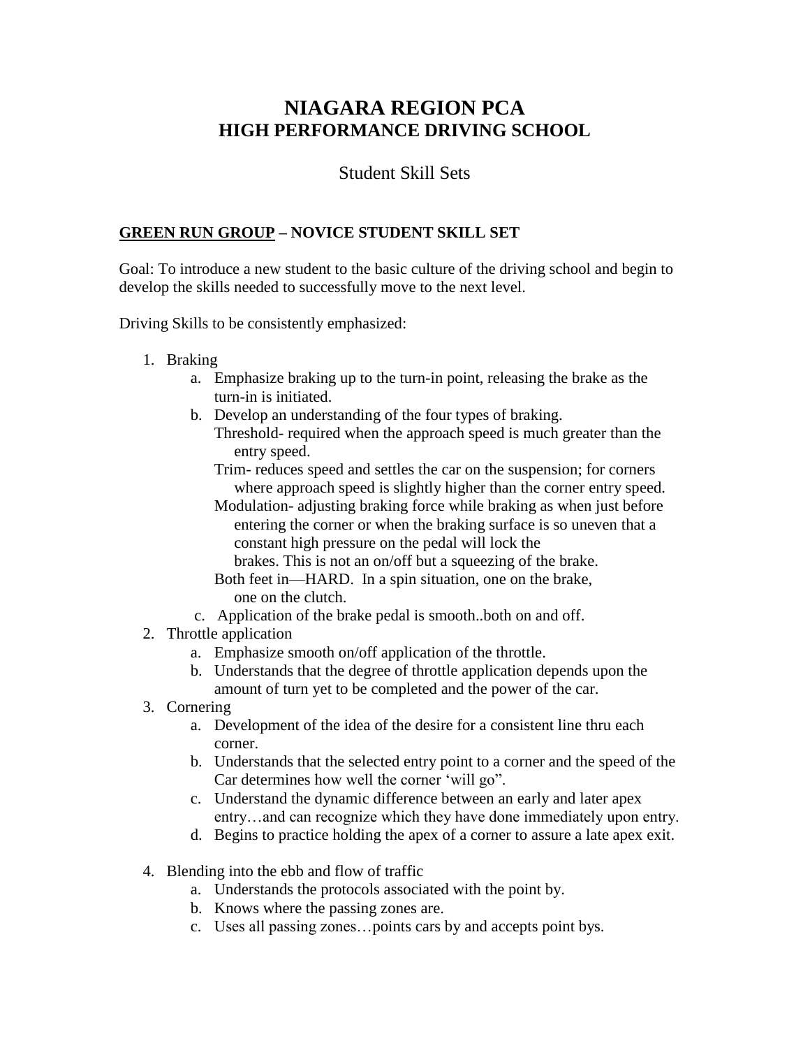# NIAGARA REGION PCA
## HIGH PERFORMANCE DRIVING SCHOOL

Student Skill Sets

**<u>GREEN RUN GROUP</u> – NOVICE STUDENT SKILL SET**

Goal: To introduce a new student to the basic culture of the driving school and begin to develop the skills needed to successfully move to the next level.

Driving Skills to be consistently emphasized:

1. Braking
   a. Emphasize braking up to the turn-in point, releasing the brake as the turn-in is initiated.
   b. Develop an understanding of the four types of braking.
      Threshold- required when the approach speed is much greater than the entry speed.
      Trim- reduces speed and settles the car on the suspension; for corners where approach speed is slightly higher than the corner entry speed.
      Modulation- adjusting braking force while braking as when just before entering the corner or when the braking surface is so uneven that a constant high pressure on the pedal will lock the brakes. This is not an on/off but a squeezing of the brake.
      Both feet in—HARD. In a spin situation, one on the brake, one on the clutch.
   c. Application of the brake pedal is smooth..both on and off.
2. Throttle application
   a. Emphasize smooth on/off application of the throttle.
   b. Understands that the degree of throttle application depends upon the amount of turn yet to be completed and the power of the car.
3. Cornering
   a. Development of the idea of the desire for a consistent line thru each corner.
   b. Understands that the selected entry point to a corner and the speed of the Car determines how well the corner 'will go".
   c. Understand the dynamic difference between an early and later apex entry…and can recognize which they have done immediately upon entry.
   d. Begins to practice holding the apex of a corner to assure a late apex exit.
4. Blending into the ebb and flow of traffic
   a. Understands the protocols associated with the point by.
   b. Knows where the passing zones are.
   c. Uses all passing zones…points cars by and accepts point bys.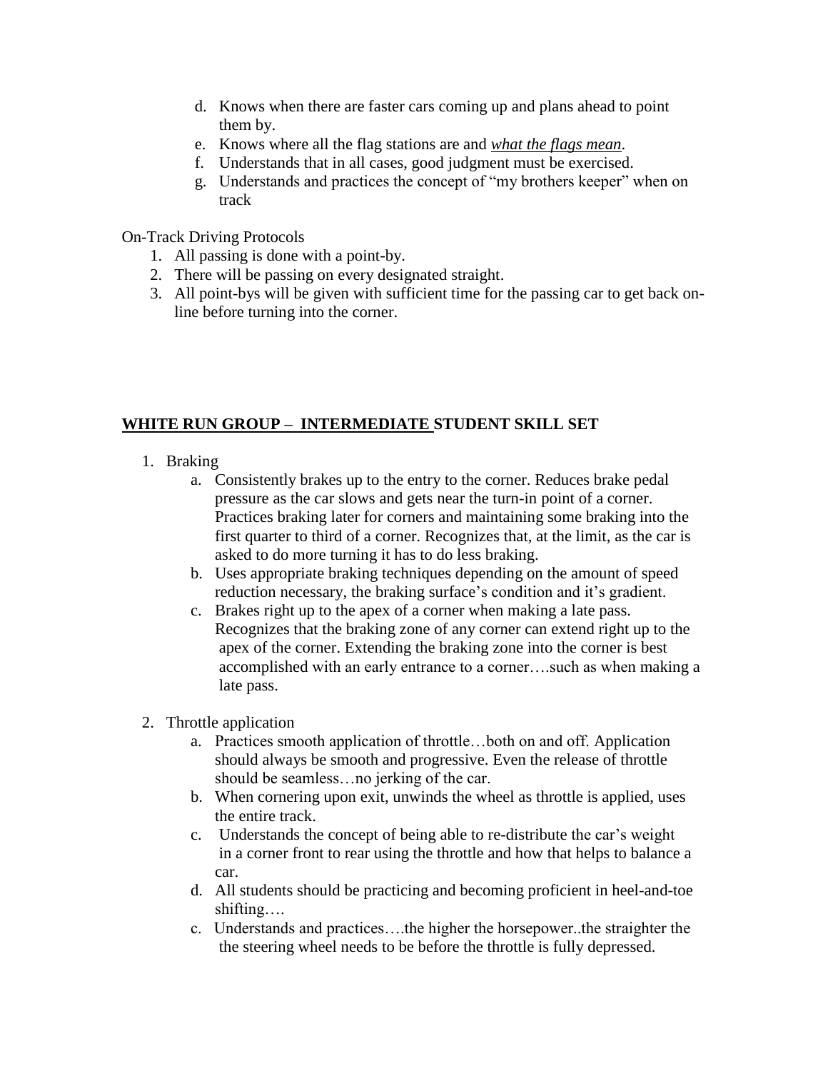d. Knows when there are faster cars coming up and plans ahead to point them by.
e. Knows where all the flag stations are and ***what the flags mean***.
f. Understands that in all cases, good judgment must be exercised.
g. Understands and practices the concept of "my brothers keeper" when on track

On-Track Driving Protocols

1. All passing is done with a point-by.
2. There will be passing on every designated straight.
3. All point-bys will be given with sufficient time for the passing car to get back on-line before turning into the corner.

**<u>WHITE RUN GROUP – INTERMEDIATE</u> STUDENT SKILL SET**

1. Braking
   a. Consistently brakes up to the entry to the corner. Reduces brake pedal pressure as the car slows and gets near the turn-in point of a corner. Practices braking later for corners and maintaining some braking into the first quarter to third of a corner. Recognizes that, at the limit, as the car is asked to do more turning it has to do less braking.
   b. Uses appropriate braking techniques depending on the amount of speed reduction necessary, the braking surface's condition and it's gradient.
   c. Brakes right up to the apex of a corner when making a late pass. Recognizes that the braking zone of any corner can extend right up to the apex of the corner. Extending the braking zone into the corner is best accomplished with an early entrance to a corner….such as when making a late pass.

2. Throttle application
   a. Practices smooth application of throttle…both on and off. Application should always be smooth and progressive. Even the release of throttle should be seamless…no jerking of the car.
   b. When cornering upon exit, unwinds the wheel as throttle is applied, uses the entire track.
   c. Understands the concept of being able to re-distribute the car's weight in a corner front to rear using the throttle and how that helps to balance a car.
   d. All students should be practicing and becoming proficient in heel-and-toe shifting….
   c. Understands and practices….the higher the horsepower..the straighter the the steering wheel needs to be before the throttle is fully depressed.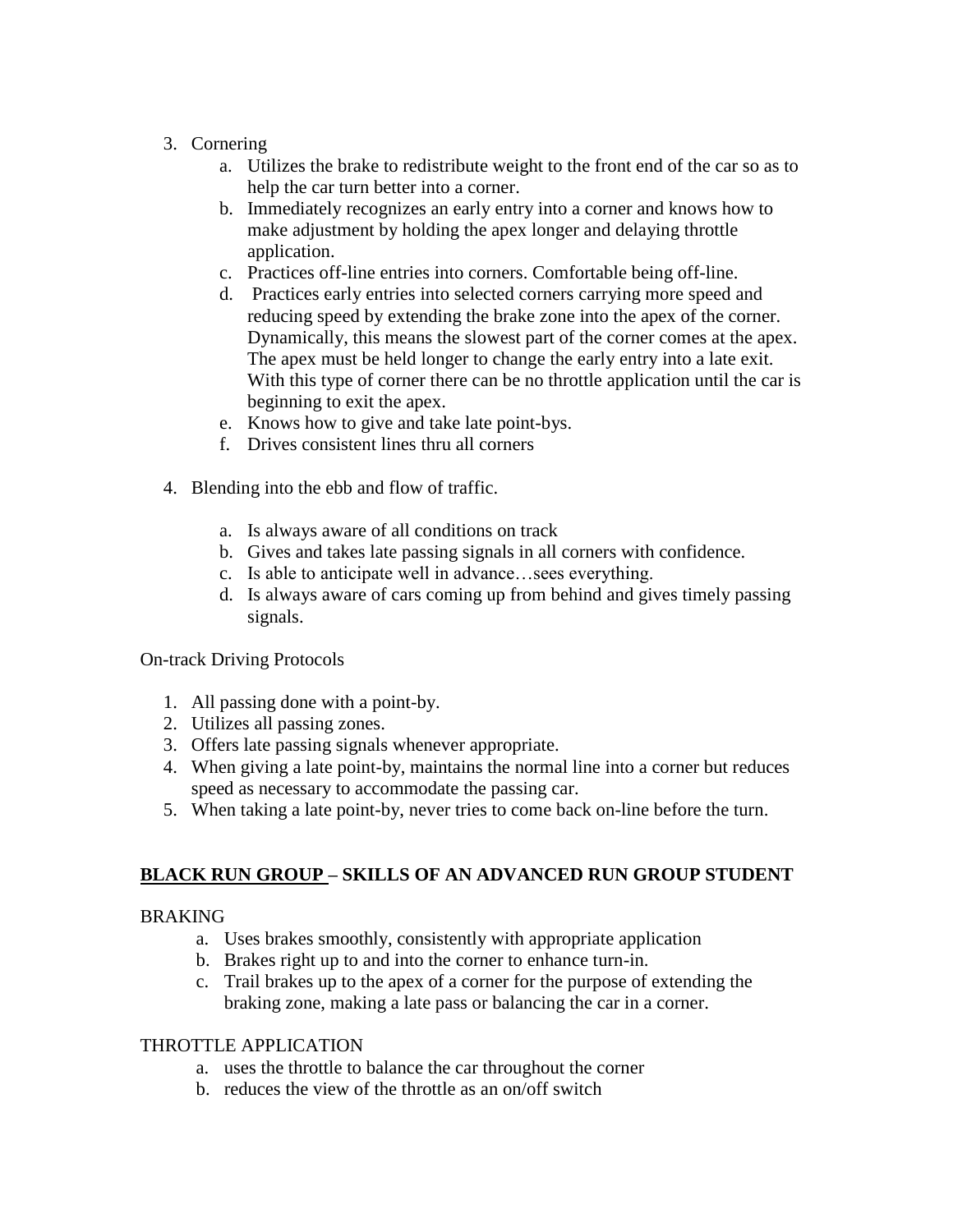3. Cornering
    a. Utilizes the brake to redistribute weight to the front end of the car so as to help the car turn better into a corner.
    b. Immediately recognizes an early entry into a corner and knows how to make adjustment by holding the apex longer and delaying throttle application.
    c. Practices off-line entries into corners. Comfortable being off-line.
    d. Practices early entries into selected corners carrying more speed and reducing speed by extending the brake zone into the apex of the corner. Dynamically, this means the slowest part of the corner comes at the apex. The apex must be held longer to change the early entry into a late exit. With this type of corner there can be no throttle application until the car is beginning to exit the apex.
    e. Knows how to give and take late point-bys.
    f. Drives consistent lines thru all corners

4. Blending into the ebb and flow of traffic.

    a. Is always aware of all conditions on track
    b. Gives and takes late passing signals in all corners with confidence.
    c. Is able to anticipate well in advance…sees everything.
    d. Is always aware of cars coming up from behind and gives timely passing signals.

On-track Driving Protocols

1. All passing done with a point-by.
2. Utilizes all passing zones.
3. Offers late passing signals whenever appropriate.
4. When giving a late point-by, maintains the normal line into a corner but reduces speed as necessary to accommodate the passing car.
5. When taking a late point-by, never tries to come back on-line before the turn.

## **BLACK RUN GROUP – SKILLS OF AN ADVANCED RUN GROUP STUDENT**

BRAKING

a. Uses brakes smoothly, consistently with appropriate application
b. Brakes right up to and into the corner to enhance turn-in.
c. Trail brakes up to the apex of a corner for the purpose of extending the braking zone, making a late pass or balancing the car in a corner.

THROTTLE APPLICATION

a. uses the throttle to balance the car throughout the corner
b. reduces the view of the throttle as an on/off switch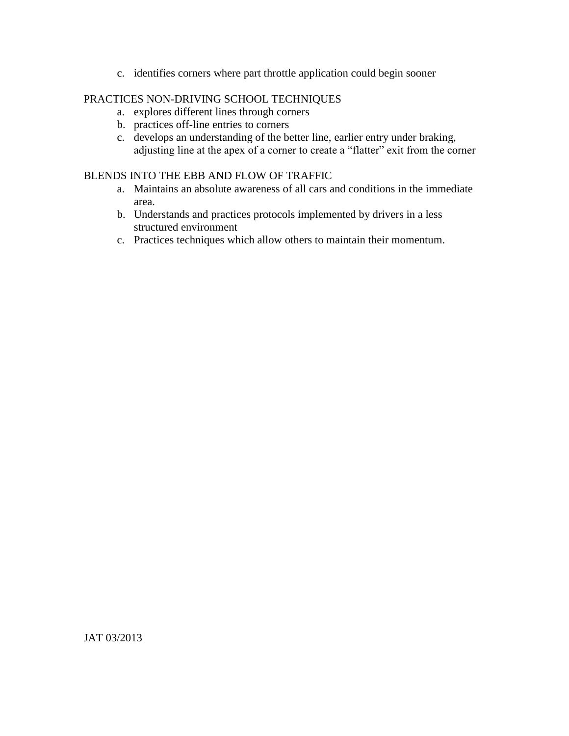c. identifies corners where part throttle application could begin sooner

PRACTICES NON-DRIVING SCHOOL TECHNIQUES

a. explores different lines through corners
b. practices off-line entries to corners
c. develops an understanding of the better line, earlier entry under braking, adjusting line at the apex of a corner to create a "flatter" exit from the corner

BLENDS INTO THE EBB AND FLOW OF TRAFFIC

a. Maintains an absolute awareness of all cars and conditions in the immediate area.
b. Understands and practices protocols implemented by drivers in a less structured environment
c. Practices techniques which allow others to maintain their momentum.

JAT 03/2013